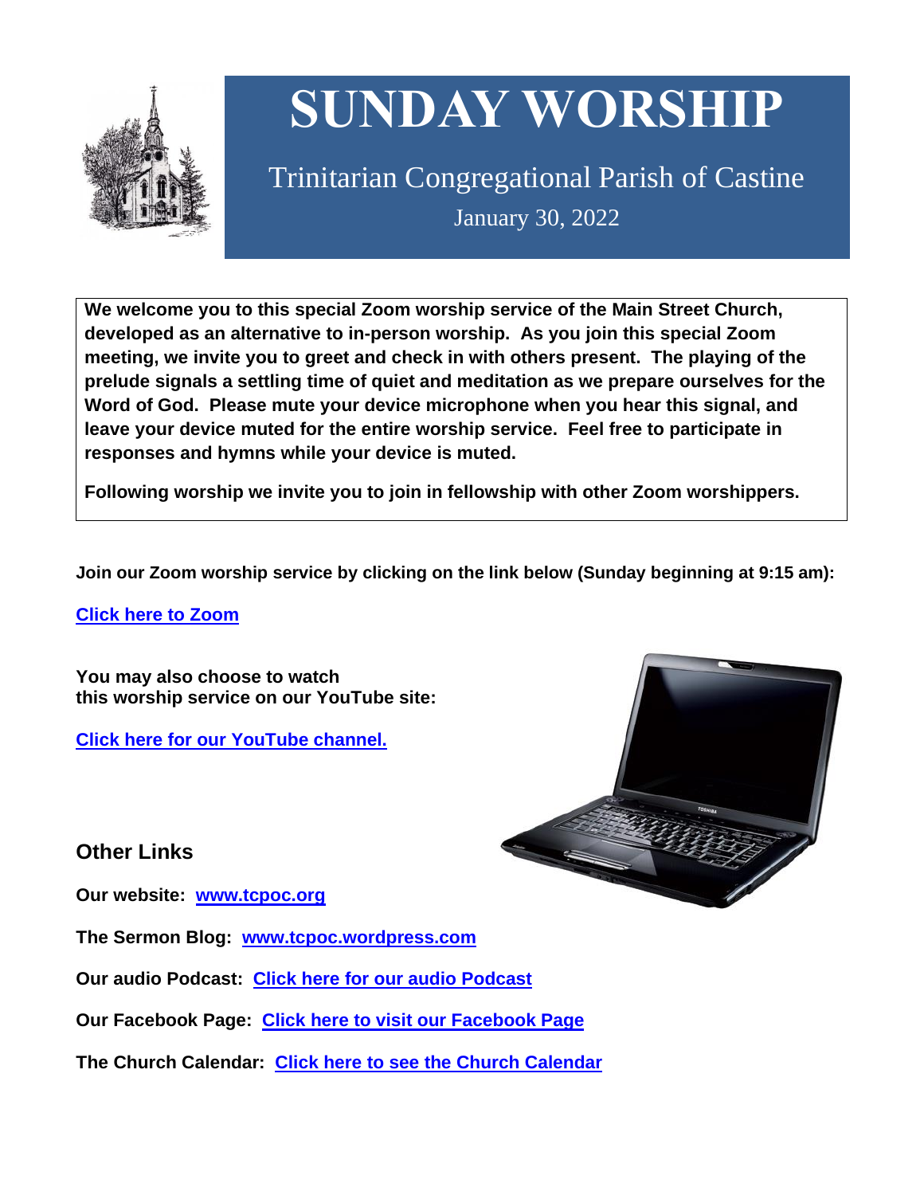# SUNDAY WORSHIP

## Trinitarian Congregational Parish of Castine

January 30, 2022

**We welcome you to this special Zoom worship service of the Main Street Church, developed as an alternative to in-person worship. As you join this special Zoom meeting, we invite you to greet and check in with others present. The playing of the prelude signals a settling time of quiet and meditation as we prepare ourselves for the Word of God. Please mute your device microphone when you hear this signal, and leave your device muted for the entire worship service. Feel free to participate in responses and hymns while your device is muted.**

**Following worship we invite you to join in fellowship with other Zoom worshippers.**

**Join our Zoom worship service by clicking on the link below (Sunday beginning at 9:15 am):**

**Click here to Zoom**

**You may also choose to watch this worship service on our YouTube site:**

**Click here for our YouTube channel.**

## Other Links

**Our website: www.tcpoc.org**

**The Sermon Blog: www.tcpoc.wordpress.com**

**Our audio Podcast: Click here for our audio Podcast**

**Our Facebook Page: Click here to visit our Facebook Page**

**The Church Calendar: Click here to see the Church Calendar**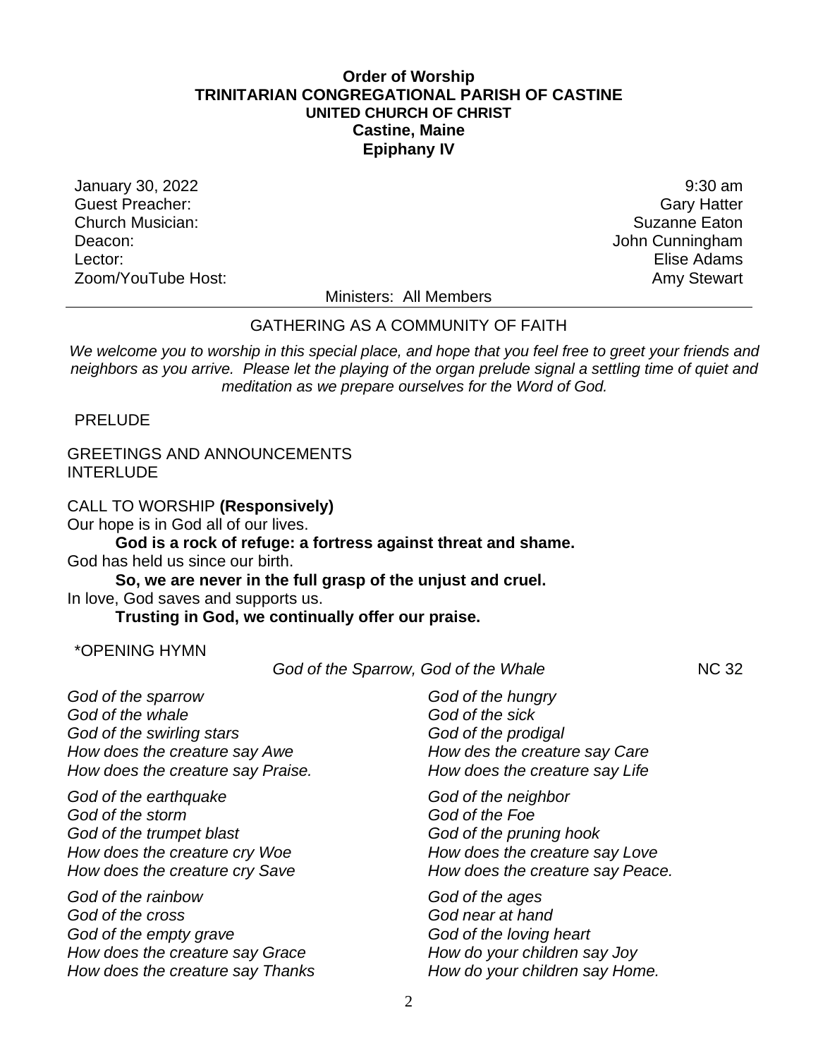**Order of Worship**
**TRINITARIAN CONGREGATIONAL PARISH OF CASTINE**
**UNITED CHURCH OF CHRIST**
**Castine, Maine**
**Epiphany IV**

| | |
|---|---|
| January 30, 2022 | 9:30 am |
| Guest Preacher: | Gary Hatter |
| Church Musician: | Suzanne Eaton |
| Deacon: | John Cunningham |
| Lector: | Elise Adams |
| Zoom/YouTube Host: | Amy Stewart |

Ministers: All Members

---

GATHERING AS A COMMUNITY OF FAITH

*We welcome you to worship in this special place, and hope that you feel free to greet your friends and neighbors as you arrive. Please let the playing of the organ prelude signal a settling time of quiet and meditation as we prepare ourselves for the Word of God.*

PRELUDE

GREETINGS AND ANNOUNCEMENTS
INTERLUDE

CALL TO WORSHIP **(Responsively)**
Our hope is in God all of our lives.
**God is a rock of refuge: a fortress against threat and shame.**
God has held us since our birth.
**So, we are never in the full grasp of the unjust and cruel.**
In love, God saves and supports us.
**Trusting in God, we continually offer our praise.**

*OPENING HYMN
*God of the Sparrow, God of the Whale* NC 32

*God of the sparrow*
*God of the whale*
*God of the swirling stars*
*How does the creature say Awe*
*How does the creature say Praise.*

*God of the earthquake*
*God of the storm*
*God of the trumpet blast*
*How does the creature cry Woe*
*How does the creature cry Save*

*God of the rainbow*
*God of the cross*
*God of the empty grave*
*How does the creature say Grace*
*How does the creature say Thanks*

*God of the hungry*
*God of the sick*
*God of the prodigal*
*How des the creature say Care*
*How does the creature say Life*

*God of the neighbor*
*God of the Foe*
*God of the pruning hook*
*How does the creature say Love*
*How does the creature say Peace.*

*God of the ages*
*God near at hand*
*God of the loving heart*
*How do your children say Joy*
*How do your children say Home.*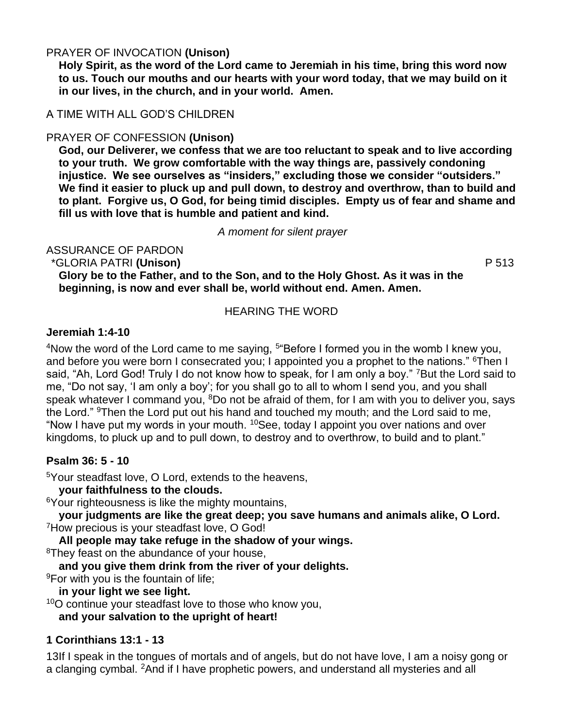PRAYER OF INVOCATION **(Unison)**

**Holy Spirit, as the word of the Lord came to Jeremiah in his time, bring this word now to us. Touch our mouths and our hearts with your word today, that we may build on it in our lives, in the church, and in your world. Amen.**

A TIME WITH ALL GOD'S CHILDREN

PRAYER OF CONFESSION **(Unison)**

**God, our Deliverer, we confess that we are too reluctant to speak and to live according to your truth. We grow comfortable with the way things are, passively condoning injustice. We see ourselves as "insiders," excluding those we consider "outsiders." We find it easier to pluck up and pull down, to destroy and overthrow, than to build and to plant. Forgive us, O God, for being timid disciples. Empty us of fear and shame and fill us with love that is humble and patient and kind.**

*A moment for silent prayer*

ASSURANCE OF PARDON

*GLORIA PATRI **(Unison)** P 513

**Glory be to the Father, and to the Son, and to the Holy Ghost. As it was in the beginning, is now and ever shall be, world without end. Amen. Amen.**

HEARING THE WORD

**Jeremiah 1:4-10**

[4]Now the word of the Lord came to me saying, [5]"Before I formed you in the womb I knew you, and before you were born I consecrated you; I appointed you a prophet to the nations." [6]Then I said, "Ah, Lord God! Truly I do not know how to speak, for I am only a boy." [7]But the Lord said to me, "Do not say, 'I am only a boy'; for you shall go to all to whom I send you, and you shall speak whatever I command you, [8]Do not be afraid of them, for I am with you to deliver you, says the Lord." [9]Then the Lord put out his hand and touched my mouth; and the Lord said to me, "Now I have put my words in your mouth. [10]See, today I appoint you over nations and over kingdoms, to pluck up and to pull down, to destroy and to overthrow, to build and to plant."

**Psalm 36: 5 - 10**

[5]Your steadfast love, O Lord, extends to the heavens,
**your faithfulness to the clouds.**
[6]Your righteousness is like the mighty mountains,
**your judgments are like the great deep; you save humans and animals alike, O Lord.**
[7]How precious is your steadfast love, O God!
**All people may take refuge in the shadow of your wings.**
[8]They feast on the abundance of your house,
**and you give them drink from the river of your delights.**
[9]For with you is the fountain of life;
**in your light we see light.**
[10]O continue your steadfast love to those who know you,
**and your salvation to the upright of heart!**

**1 Corinthians 13:1 - 13**

13If I speak in the tongues of mortals and of angels, but do not have love, I am a noisy gong or a clanging cymbal. [2]And if I have prophetic powers, and understand all mysteries and all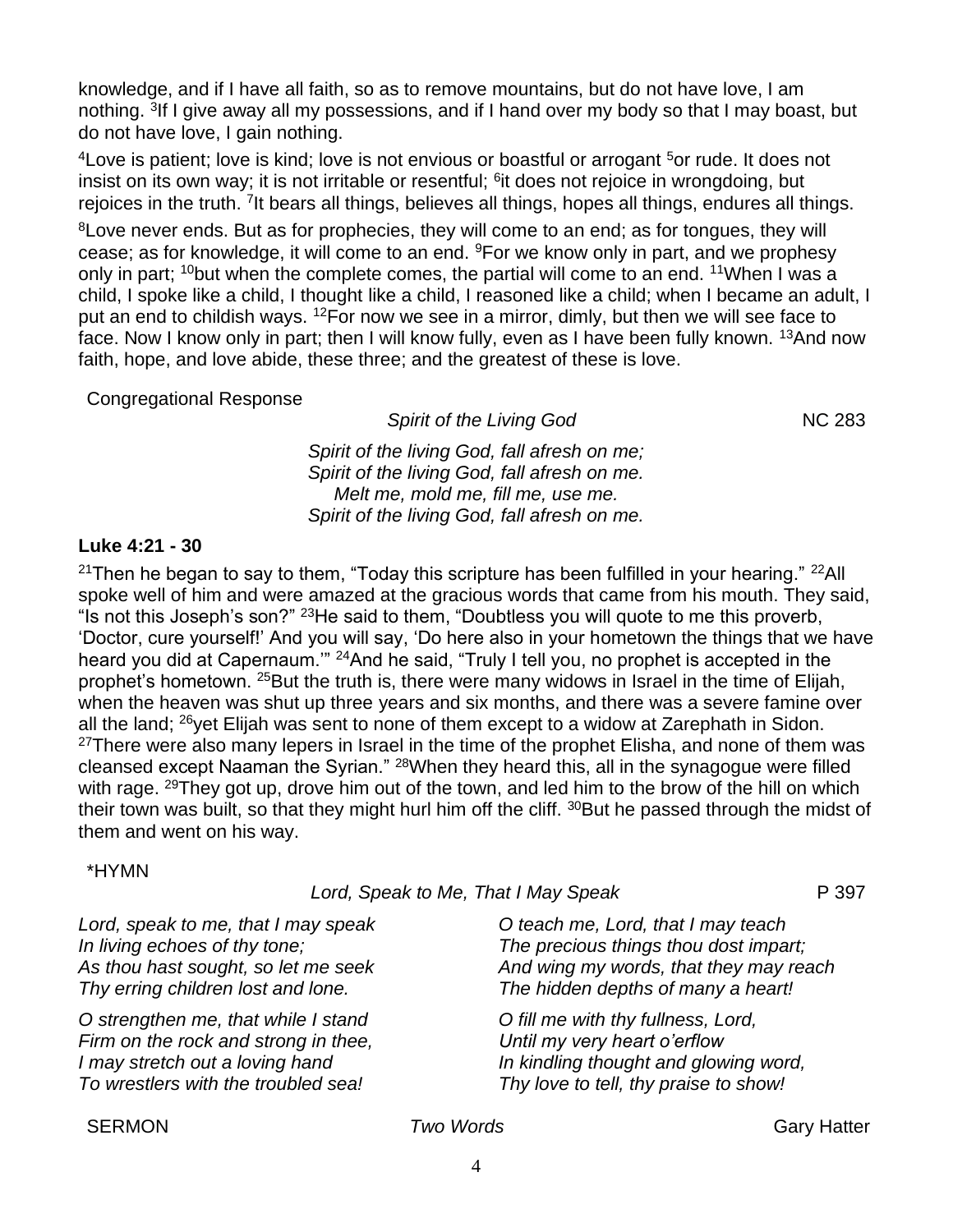knowledge, and if I have all faith, so as to remove mountains, but do not have love, I am nothing. [3]If I give away all my possessions, and if I hand over my body so that I may boast, but do not have love, I gain nothing.

[4]Love is patient; love is kind; love is not envious or boastful or arrogant [5]or rude. It does not insist on its own way; it is not irritable or resentful; [6]it does not rejoice in wrongdoing, but rejoices in the truth. [7]It bears all things, believes all things, hopes all things, endures all things.

[8]Love never ends. But as for prophecies, they will come to an end; as for tongues, they will cease; as for knowledge, it will come to an end. [9]For we know only in part, and we prophesy only in part; [10]but when the complete comes, the partial will come to an end. [11]When I was a child, I spoke like a child, I thought like a child, I reasoned like a child; when I became an adult, I put an end to childish ways. [12]For now we see in a mirror, dimly, but then we will see face to face. Now I know only in part; then I will know fully, even as I have been fully known. [13]And now faith, hope, and love abide, these three; and the greatest of these is love.

Congregational Response

*Spirit of the Living God* NC 283

*Spirit of the living God, fall afresh on me;*
*Spirit of the living God, fall afresh on me.*
*Melt me, mold me, fill me, use me.*
*Spirit of the living God, fall afresh on me.*

**Luke 4:21 - 30**

[21]Then he began to say to them, "Today this scripture has been fulfilled in your hearing." [22]All spoke well of him and were amazed at the gracious words that came from his mouth. They said, "Is not this Joseph's son?" [23]He said to them, "Doubtless you will quote to me this proverb, 'Doctor, cure yourself!' And you will say, 'Do here also in your hometown the things that we have heard you did at Capernaum.'" [24]And he said, "Truly I tell you, no prophet is accepted in the prophet's hometown. [25]But the truth is, there were many widows in Israel in the time of Elijah, when the heaven was shut up three years and six months, and there was a severe famine over all the land; [26]yet Elijah was sent to none of them except to a widow at Zarephath in Sidon. [27]There were also many lepers in Israel in the time of the prophet Elisha, and none of them was cleansed except Naaman the Syrian." [28]When they heard this, all in the synagogue were filled with rage. [29]They got up, drove him out of the town, and led him to the brow of the hill on which their town was built, so that they might hurl him off the cliff. [30]But he passed through the midst of them and went on his way.

*HYMN

*Lord, Speak to Me, That I May Speak* P 397

*Lord, speak to me, that I may speak*
*In living echoes of thy tone;*
*As thou hast sought, so let me seek*
*Thy erring children lost and lone.*

*O strengthen me, that while I stand*
*Firm on the rock and strong in thee,*
*I may stretch out a loving hand*
*To wrestlers with the troubled sea!*

*O teach me, Lord, that I may teach*
*The precious things thou dost impart;*
*And wing my words, that they may reach*
*The hidden depths of many a heart!*

*O fill me with thy fullness, Lord,*
*Until my very heart o'erflow*
*In kindling thought and glowing word,*
*Thy love to tell, thy praise to show!*

SERMON *Two Words* Gary Hatter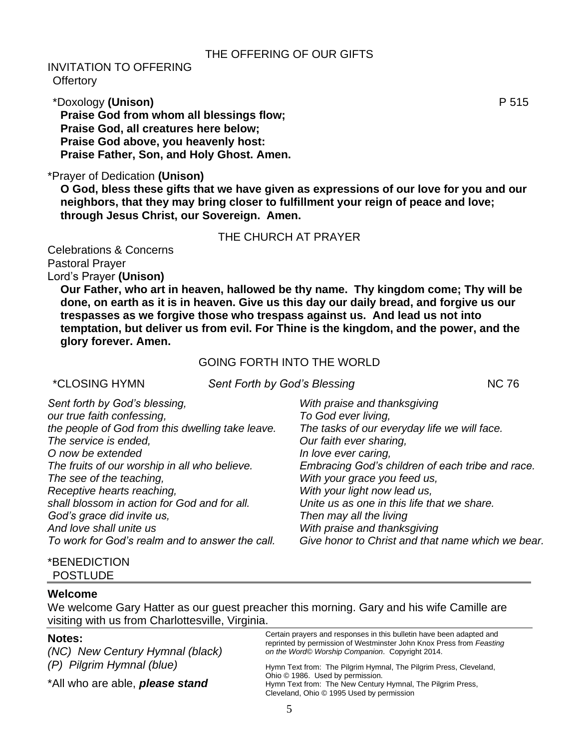## THE OFFERING OF OUR GIFTS

INVITATION TO OFFERING

Offertory

*Doxology **(Unison)** P 515

**Praise God from whom all blessings flow;**
**Praise God, all creatures here below;**
**Praise God above, you heavenly host:**
**Praise Father, Son, and Holy Ghost. Amen.**

*Prayer of Dedication **(Unison)**

**O God, bless these gifts that we have given as expressions of our love for you and our neighbors, that they may bring closer to fulfillment your reign of peace and love; through Jesus Christ, our Sovereign. Amen.**

## THE CHURCH AT PRAYER

Celebrations & Concerns

Pastoral Prayer

Lord's Prayer **(Unison)**

**Our Father, who art in heaven, hallowed be thy name. Thy kingdom come; Thy will be done, on earth as it is in heaven. Give us this day our daily bread, and forgive us our trespasses as we forgive those who trespass against us. And lead us not into temptation, but deliver us from evil. For Thine is the kingdom, and the power, and the glory forever. Amen.**

## GOING FORTH INTO THE WORLD

*CLOSING HYMN *Sent Forth by God's Blessing* NC 76

*Sent forth by God's blessing,*
*our true faith confessing,*
*the people of God from this dwelling take leave.*
*The service is ended,*
*O now be extended*
*The fruits of our worship in all who believe.*
*The see of the teaching,*
*Receptive hearts reaching,*
*shall blossom in action for God and for all.*
*God's grace did invite us,*
*And love shall unite us*
*To work for God's realm and to answer the call.*

*With praise and thanksgiving*
*To God ever living,*
*The tasks of our everyday life we will face.*
*Our faith ever sharing,*
*In love ever caring,*
*Embracing God's children of each tribe and race.*
*With your grace you feed us,*
*With your light now lead us,*
*Unite us as one in this life that we share.*
*Then may all the living*
*With praise and thanksgiving*
*Give honor to Christ and that name which we bear.*

*BENEDICTION

POSTLUDE

**Welcome**

We welcome Gary Hatter as our guest preacher this morning. Gary and his wife Camille are visiting with us from Charlottesville, Virginia.

**Notes:**

*(NC) New Century Hymnal (black)*

*(P) Pilgrim Hymnal (blue)*

*All who are able, ***please stand***

Certain prayers and responses in this bulletin have been adapted and reprinted by permission of Westminster John Knox Press from *Feasting on the Word© Worship Companion*. Copyright 2014.

Hymn Text from: The Pilgrim Hymnal, The Pilgrim Press, Cleveland, Ohio © 1986. Used by permission.
Hymn Text from: The New Century Hymnal, The Pilgrim Press, Cleveland, Ohio © 1995 Used by permission